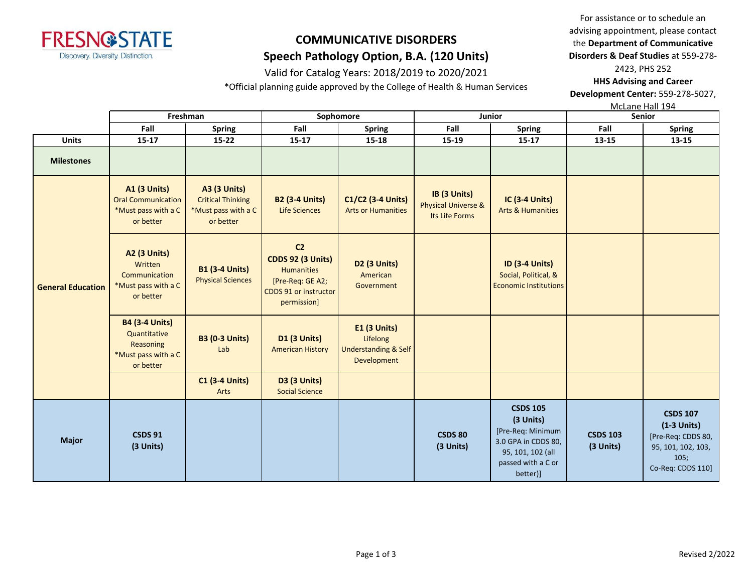# COMMUNICATIVE DISORDERS

## Speech Pathology Option, B.A. (120 Units)

Valid for Catalog Years: 2018/2019 to 2020/2021

*Official planning guide approved by the College of Health & Human Services

For assistance or to schedule an advising appointment, please contact the **Department of Communicative Disorders & Deaf Studies** at 559-278-2423, PHS 252

**HHS Advising and Career Development Center:** 559-278-5027, McLane Hall 194

| | Freshman | | Sophomore | | Junior | | Senior | |
|---|---|---|---|---|---|---|---|---|
| | Fall | Spring | Fall | Spring | Fall | Spring | Fall | Spring |
| **Units** | 15-17 | 15-22 | 15-17 | 15-18 | 15-19 | 15-17 | 13-15 | 13-15 |
| **Milestones** | | | | | | | | |
| **General Education** | **A1 (3 Units)** Oral Communication *Must pass with a C or better | **A3 (3 Units)** Critical Thinking *Must pass with a C or better | **B2 (3-4 Units)** Life Sciences | **C1/C2 (3-4 Units)** Arts or Humanities | **IB (3 Units)** Physical Universe & Its Life Forms | **IC (3-4 Units)** Arts & Humanities | | |
| | **A2 (3 Units)** Written Communication *Must pass with a C or better | **B1 (3-4 Units)** Physical Sciences | **C2 CDDS 92 (3 Units)** Humanities [Pre-Req: GE A2; CDDS 91 or instructor permission] | **D2 (3 Units)** American Government | | **ID (3-4 Units)** Social, Political, & Economic Institutions | | |
| | **B4 (3-4 Units)** Quantitative Reasoning *Must pass with a C or better | **B3 (0-3 Units)** Lab | **D1 (3 Units)** American History | **E1 (3 Units)** Lifelong Understanding & Self Development | | | | |
| | | **C1 (3-4 Units)** Arts | **D3 (3 Units)** Social Science | | | | | |
| **Major** | **CSDS 91 (3 Units)** | | | | **CSDS 80 (3 Units)** | **CSDS 105 (3 Units)** [Pre-Req: Minimum 3.0 GPA in CDDS 80, 95, 101, 102 (all passed with a C or better)] | **CSDS 103 (3 Units)** | **CSDS 107 (1-3 Units)** [Pre-Req: CDDS 80, 95, 101, 102, 103, 105; Co-Req: CDDS 110] |

Revised 2/2022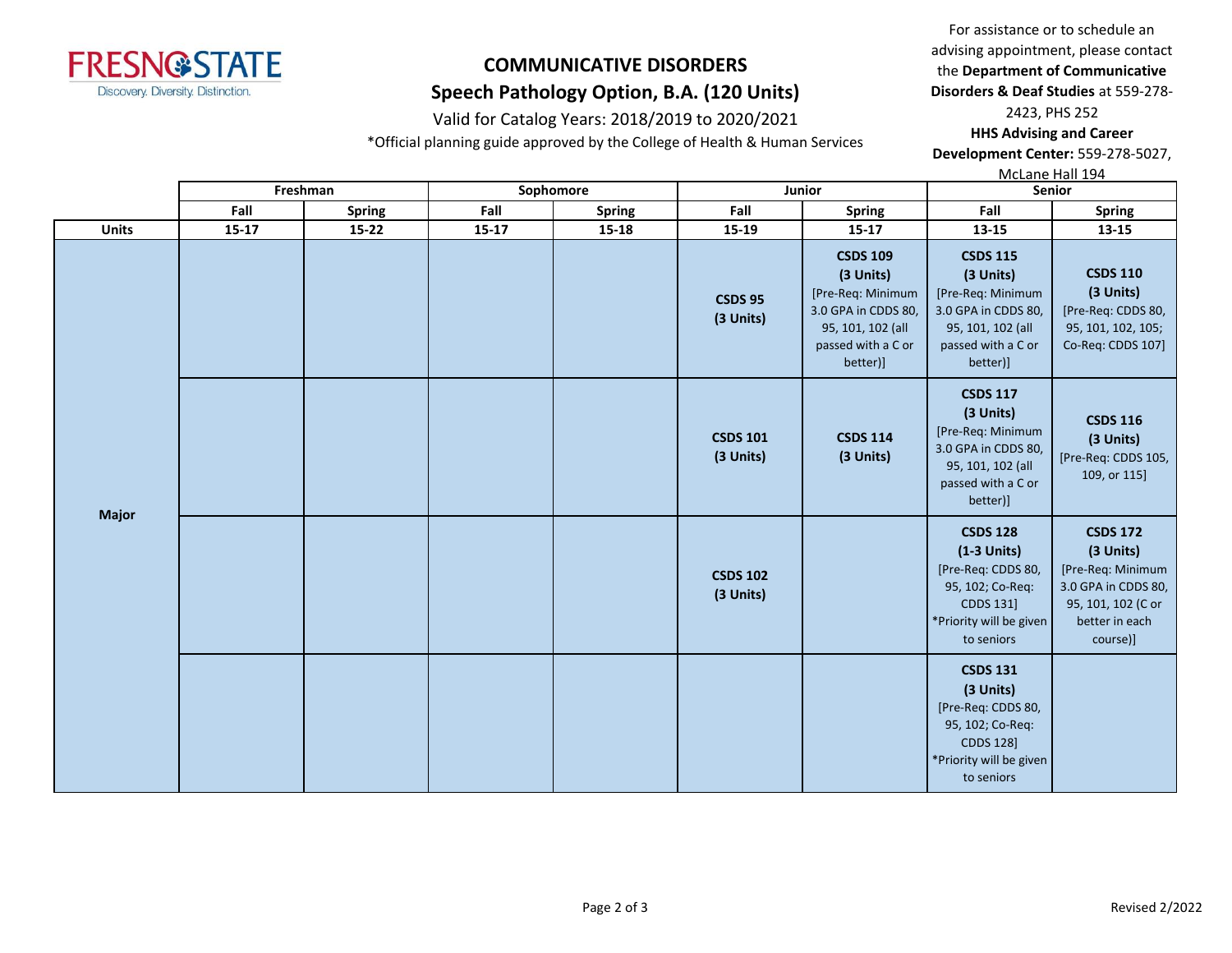# COMMUNICATIVE DISORDERS

## Speech Pathology Option, B.A. (120 Units)

Valid for Catalog Years: 2018/2019 to 2020/2021

*Official planning guide approved by the College of Health & Human Services

For assistance or to schedule an advising appointment, please contact the **Department of Communicative Disorders & Deaf Studies** at 559-278-2423, PHS 252

**HHS Advising and Career Development Center:** 559-278-5027, McLane Hall 194

| | Freshman | | Sophomore | | Junior | | Senior | |
|---|---|---|---|---|---|---|---|---|
| | **Fall** | **Spring** | **Fall** | **Spring** | **Fall** | **Spring** | **Fall** | **Spring** |
| **Units** | **15-17** | **15-22** | **15-17** | **15-18** | **15-19** | **15-17** | **13-15** | **13-15** |
| **Major** | | | | | **CSDS 95 (3 Units)** | **CSDS 109 (3 Units)** [Pre-Req: Minimum 3.0 GPA in CDDS 80, 95, 101, 102 (all passed with a C or better)] | **CSDS 115 (3 Units)** [Pre-Req: Minimum 3.0 GPA in CDDS 80, 95, 101, 102 (all passed with a C or better)] | **CSDS 110 (3 Units)** [Pre-Req: CDDS 80, 95, 101, 102, 105; Co-Req: CDDS 107] |
| | | | | | **CSDS 101 (3 Units)** | **CSDS 114 (3 Units)** | **CSDS 117 (3 Units)** [Pre-Req: Minimum 3.0 GPA in CDDS 80, 95, 101, 102 (all passed with a C or better)] | **CSDS 116 (3 Units)** [Pre-Req: CDDS 105, 109, or 115] |
| | | | | | **CSDS 102 (3 Units)** | | **CSDS 128 (1-3 Units)** [Pre-Req: CDDS 80, 95, 102; Co-Req: CDDS 131] *Priority will be given to seniors | **CSDS 172 (3 Units)** [Pre-Req: Minimum 3.0 GPA in CDDS 80, 95, 101, 102 (C or better in each course)] |
| | | | | | | | **CSDS 131 (3 Units)** [Pre-Req: CDDS 80, 95, 102; Co-Req: CDDS 128] *Priority will be given to seniors | |

Revised 2/2022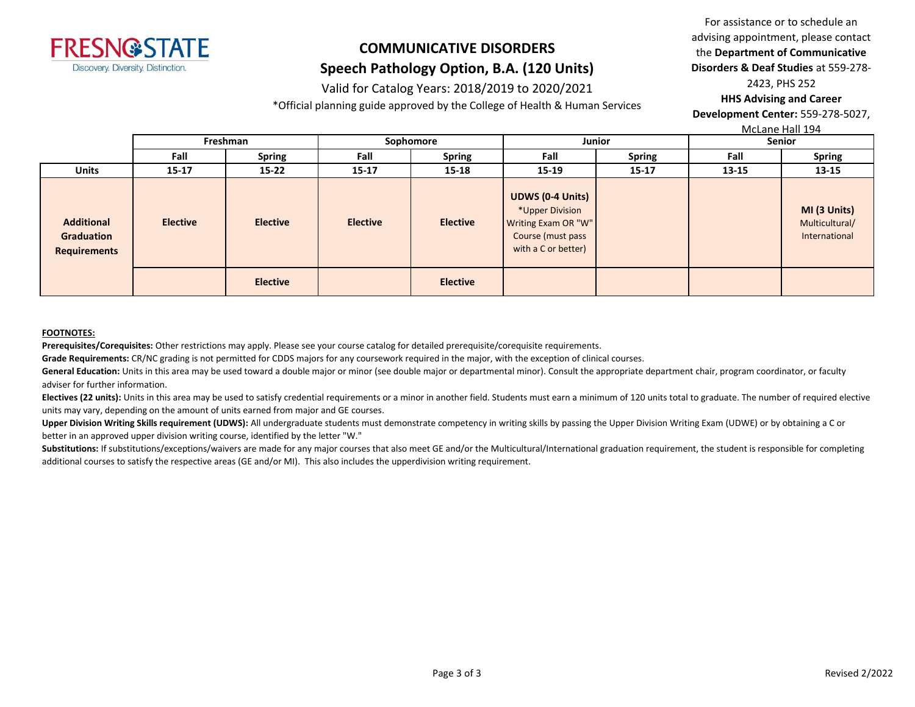# COMMUNICATIVE DISORDERS

## Speech Pathology Option, B.A. (120 Units)

Valid for Catalog Years: 2018/2019 to 2020/2021

*Official planning guide approved by the College of Health & Human Services

For assistance or to schedule an advising appointment, please contact the **Department of Communicative Disorders & Deaf Studies** at 559-278-2423, PHS 252

**HHS Advising and Career Development Center:** 559-278-5027, McLane Hall 194

| | Freshman | | Sophomore | | Junior | | Senior | |
|---|---|---|---|---|---|---|---|---|
| | **Fall** | **Spring** | **Fall** | **Spring** | **Fall** | **Spring** | **Fall** | **Spring** |
| **Units** | **15-17** | **15-22** | **15-17** | **15-18** | **15-19** | **15-17** | **13-15** | **13-15** |
| **Additional Graduation Requirements** | **Elective** | **Elective** | **Elective** | **Elective** | **UDWS (0-4 Units)** *Upper Division Writing Exam OR "W" Course (must pass with a C or better) | | | **MI (3 Units)** Multicultural/ International |
| | | **Elective** | | **Elective** | | | | |

**FOOTNOTES:**

**Prerequisites/Corequisites:** Other restrictions may apply. Please see your course catalog for detailed prerequisite/corequisite requirements.

**Grade Requirements:** CR/NC grading is not permitted for CDDS majors for any coursework required in the major, with the exception of clinical courses.

**General Education:** Units in this area may be used toward a double major or minor (see double major or departmental minor). Consult the appropriate department chair, program coordinator, or faculty adviser for further information.

**Electives (22 units):** Units in this area may be used to satisfy credential requirements or a minor in another field. Students must earn a minimum of 120 units total to graduate. The number of required elective units may vary, depending on the amount of units earned from major and GE courses.

**Upper Division Writing Skills requirement (UDWS):** All undergraduate students must demonstrate competency in writing skills by passing the Upper Division Writing Exam (UDWE) or by obtaining a C or better in an approved upper division writing course, identified by the letter "W."

**Substitutions:** If substitutions/exceptions/waivers are made for any major courses that also meet GE and/or the Multicultural/International graduation requirement, the student is responsible for completing additional courses to satisfy the respective areas (GE and/or MI). This also includes the upperdivision writing requirement.

Revised 2/2022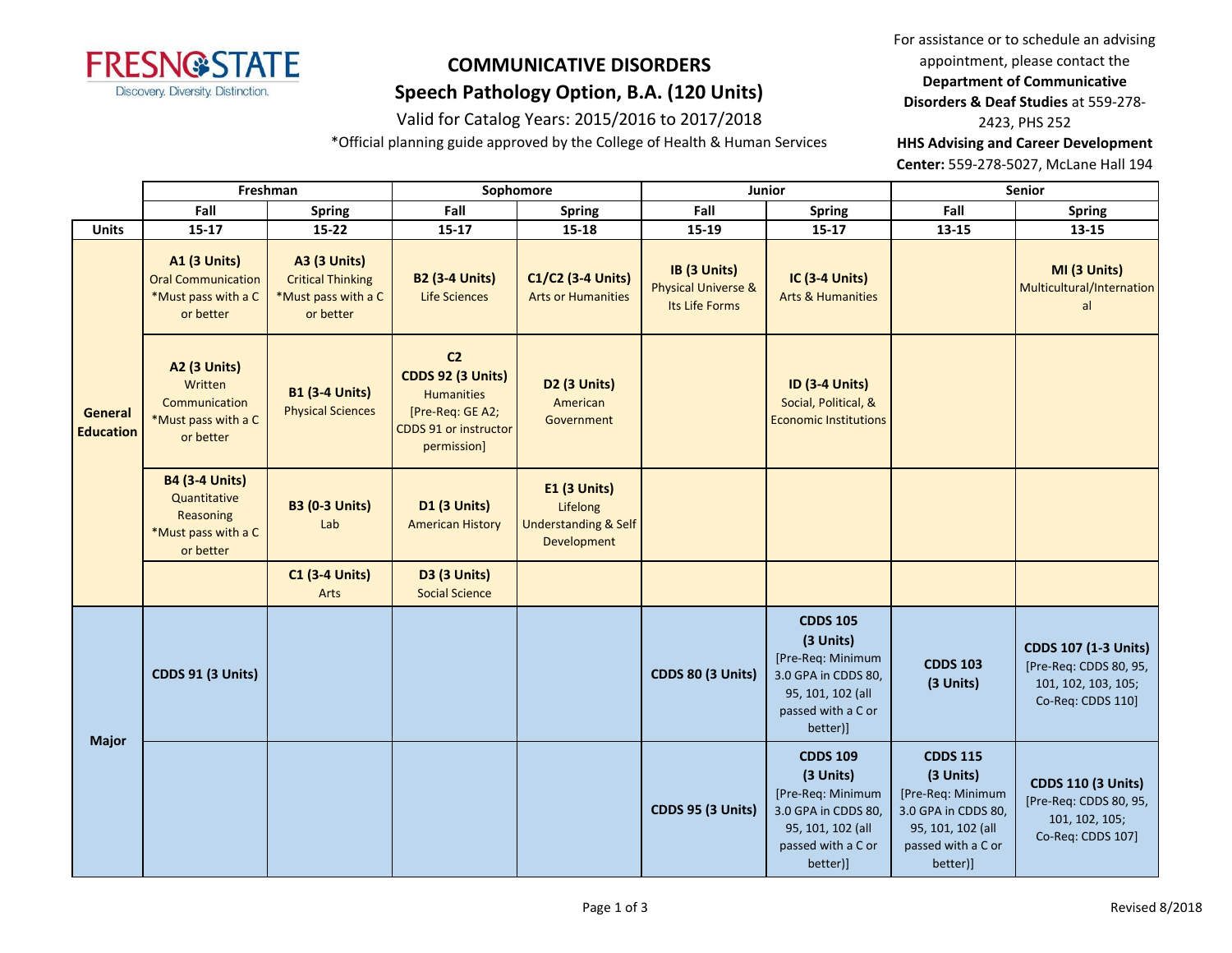# COMMUNICATIVE DISORDERS

## Speech Pathology Option, B.A. (120 Units)

Valid for Catalog Years: 2015/2016 to 2017/2018

*Official planning guide approved by the College of Health & Human Services

For assistance or to schedule an advising appointment, please contact the **Department of Communicative Disorders & Deaf Studies** at 559-278-2423, PHS 252

**HHS Advising and Career Development Center:** 559-278-5027, McLane Hall 194

| | Freshman | | Sophomore | | Junior | | Senior | |
|---|---|---|---|---|---|---|---|---|
| | Fall | Spring | Fall | Spring | Fall | Spring | Fall | Spring |
| **Units** | **15-17** | **15-22** | **15-17** | **15-18** | **15-19** | **15-17** | **13-15** | **13-15** |
| **General Education** | **A1 (3 Units)** Oral Communication *Must pass with a C or better | **A3 (3 Units)** Critical Thinking *Must pass with a C or better | **B2 (3-4 Units)** Life Sciences | **C1/C2 (3-4 Units)** Arts or Humanities | **IB (3 Units)** Physical Universe & Its Life Forms | **IC (3-4 Units)** Arts & Humanities | | **MI (3 Units)** Multicultural/International |
| | **A2 (3 Units)** Written Communication *Must pass with a C or better | **B1 (3-4 Units)** Physical Sciences | **C2 CDDS 92 (3 Units)** Humanities [Pre-Req: GE A2; CDDS 91 or instructor permission] | **D2 (3 Units)** American Government | | **ID (3-4 Units)** Social, Political, & Economic Institutions | | |
| | **B4 (3-4 Units)** Quantitative Reasoning *Must pass with a C or better | **B3 (0-3 Units)** Lab | **D1 (3 Units)** American History | **E1 (3 Units)** Lifelong Understanding & Self Development | | | | |
| | | **C1 (3-4 Units)** Arts | **D3 (3 Units)** Social Science | | | | | |
| **Major** | **CDDS 91 (3 Units)** | | | | **CDDS 80 (3 Units)** | **CDDS 105 (3 Units)** [Pre-Req: Minimum 3.0 GPA in CDDS 80, 95, 101, 102 (all passed with a C or better)] | **CDDS 103 (3 Units)** | **CDDS 107 (1-3 Units)** [Pre-Req: CDDS 80, 95, 101, 102, 103, 105; Co-Req: CDDS 110] |
| | | | | | **CDDS 95 (3 Units)** | **CDDS 109 (3 Units)** [Pre-Req: Minimum 3.0 GPA in CDDS 80, 95, 101, 102 (all passed with a C or better)] | **CDDS 115 (3 Units)** [Pre-Req: Minimum 3.0 GPA in CDDS 80, 95, 101, 102 (all passed with a C or better)] | **CDDS 110 (3 Units)** [Pre-Req: CDDS 80, 95, 101, 102, 105; Co-Req: CDDS 107] |

Revised 8/2018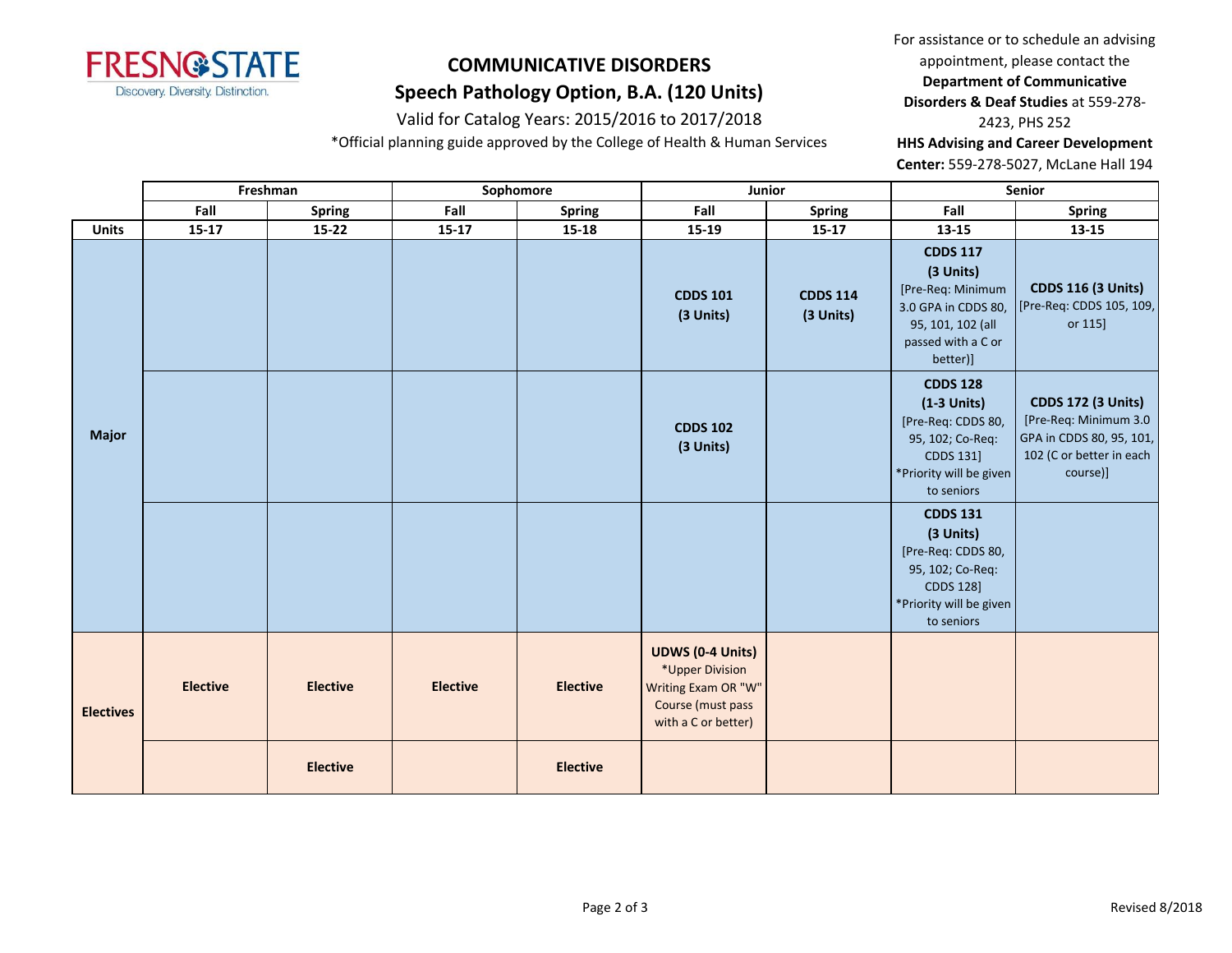**COMMUNICATIVE DISORDERS**

**Speech Pathology Option, B.A. (120 Units)**

Valid for Catalog Years: 2015/2016 to 2017/2018

*Official planning guide approved by the College of Health & Human Services

For assistance or to schedule an advising appointment, please contact the **Department of Communicative Disorders & Deaf Studies** at 559-278-2423, PHS 252

**HHS Advising and Career Development Center:** 559-278-5027, McLane Hall 194

| | Freshman | | Sophomore | | Junior | | Senior | |
|---|---|---|---|---|---|---|---|---|
| | Fall | Spring | Fall | Spring | Fall | Spring | Fall | Spring |
| **Units** | 15-17 | 15-22 | 15-17 | 15-18 | 15-19 | 15-17 | 13-15 | 13-15 |
| **Major** | | | | | **CDDS 101 (3 Units)** | **CDDS 114 (3 Units)** | **CDDS 117 (3 Units)** [Pre-Req: Minimum 3.0 GPA in CDDS 80, 95, 101, 102 (all passed with a C or better)] | **CDDS 116 (3 Units)** [Pre-Req: CDDS 105, 109, or 115] |
| | | | | | **CDDS 102 (3 Units)** | | **CDDS 128 (1-3 Units)** [Pre-Req: CDDS 80, 95, 102; Co-Req: CDDS 131] *Priority will be given to seniors | **CDDS 172 (3 Units)** [Pre-Req: Minimum 3.0 GPA in CDDS 80, 95, 101, 102 (C or better in each course)] |
| | | | | | | | **CDDS 131 (3 Units)** [Pre-Req: CDDS 80, 95, 102; Co-Req: CDDS 128] *Priority will be given to seniors | |
| **Electives** | **Elective** | **Elective** | **Elective** | **Elective** | **UDWS (0-4 Units)** *Upper Division Writing Exam OR "W" Course (must pass with a C or better) | | | |
| | | **Elective** | | **Elective** | | | | |

Revised 8/2018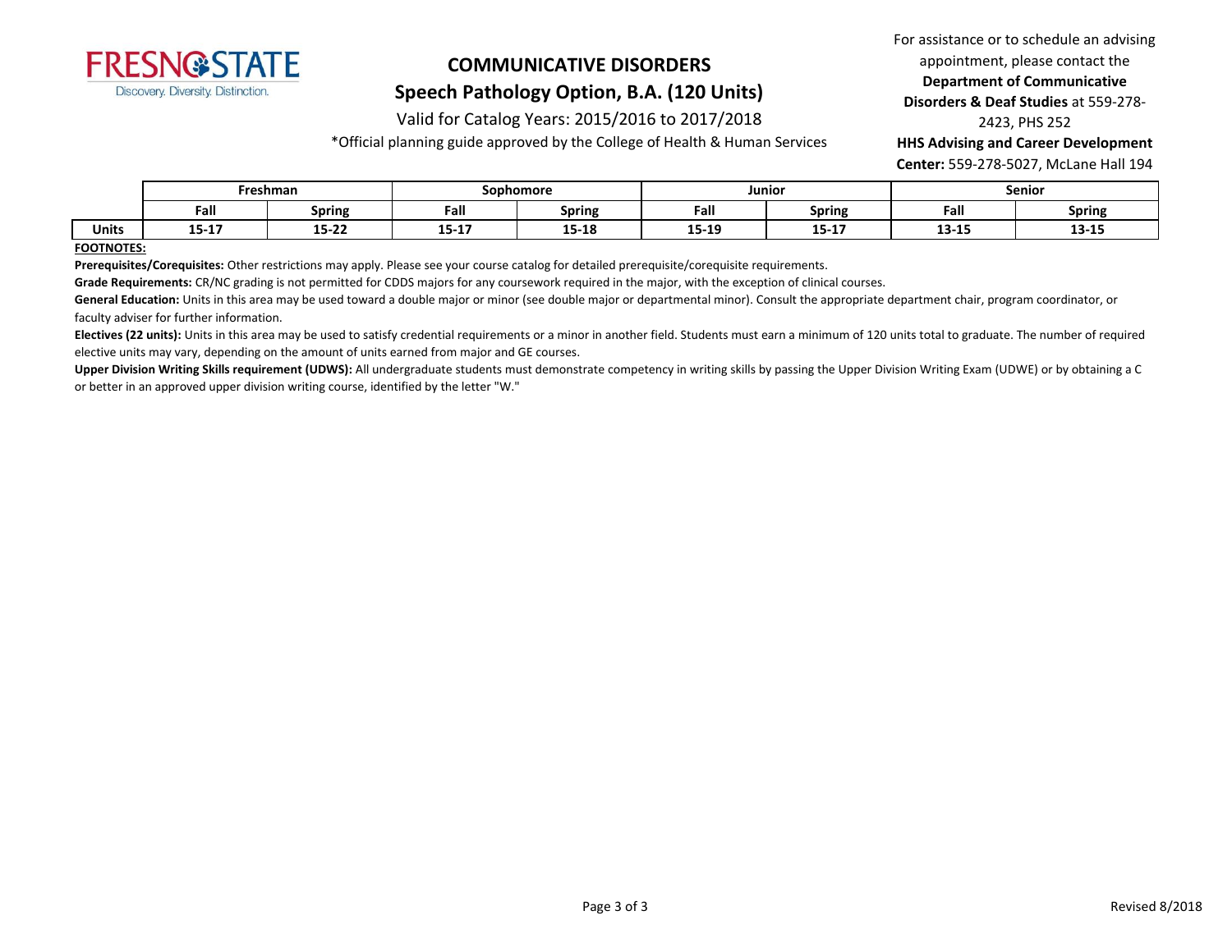# COMMUNICATIVE DISORDERS

## Speech Pathology Option, B.A. (120 Units)

Valid for Catalog Years: 2015/2016 to 2017/2018

*Official planning guide approved by the College of Health & Human Services

For assistance or to schedule an advising appointment, please contact the **Department of Communicative Disorders & Deaf Studies** at 559-278-2423, PHS 252

**HHS Advising and Career Development Center:** 559-278-5027, McLane Hall 194

| | Freshman | | Sophomore | | Junior | | Senior | |
|---|---|---|---|---|---|---|---|---|
| | Fall | Spring | Fall | Spring | Fall | Spring | Fall | Spring |
| **Units** | 15-17 | 15-22 | 15-17 | 15-18 | 15-19 | 15-17 | 13-15 | 13-15 |

**FOOTNOTES:**

**Prerequisites/Corequisites:** Other restrictions may apply. Please see your course catalog for detailed prerequisite/corequisite requirements.

**Grade Requirements:** CR/NC grading is not permitted for CDDS majors for any coursework required in the major, with the exception of clinical courses.

**General Education:** Units in this area may be used toward a double major or minor (see double major or departmental minor). Consult the appropriate department chair, program coordinator, or faculty adviser for further information.

**Electives (22 units):** Units in this area may be used to satisfy credential requirements or a minor in another field. Students must earn a minimum of 120 units total to graduate. The number of required elective units may vary, depending on the amount of units earned from major and GE courses.

**Upper Division Writing Skills requirement (UDWS):** All undergraduate students must demonstrate competency in writing skills by passing the Upper Division Writing Exam (UDWE) or by obtaining a C or better in an approved upper division writing course, identified by the letter "W."

Revised 8/2018